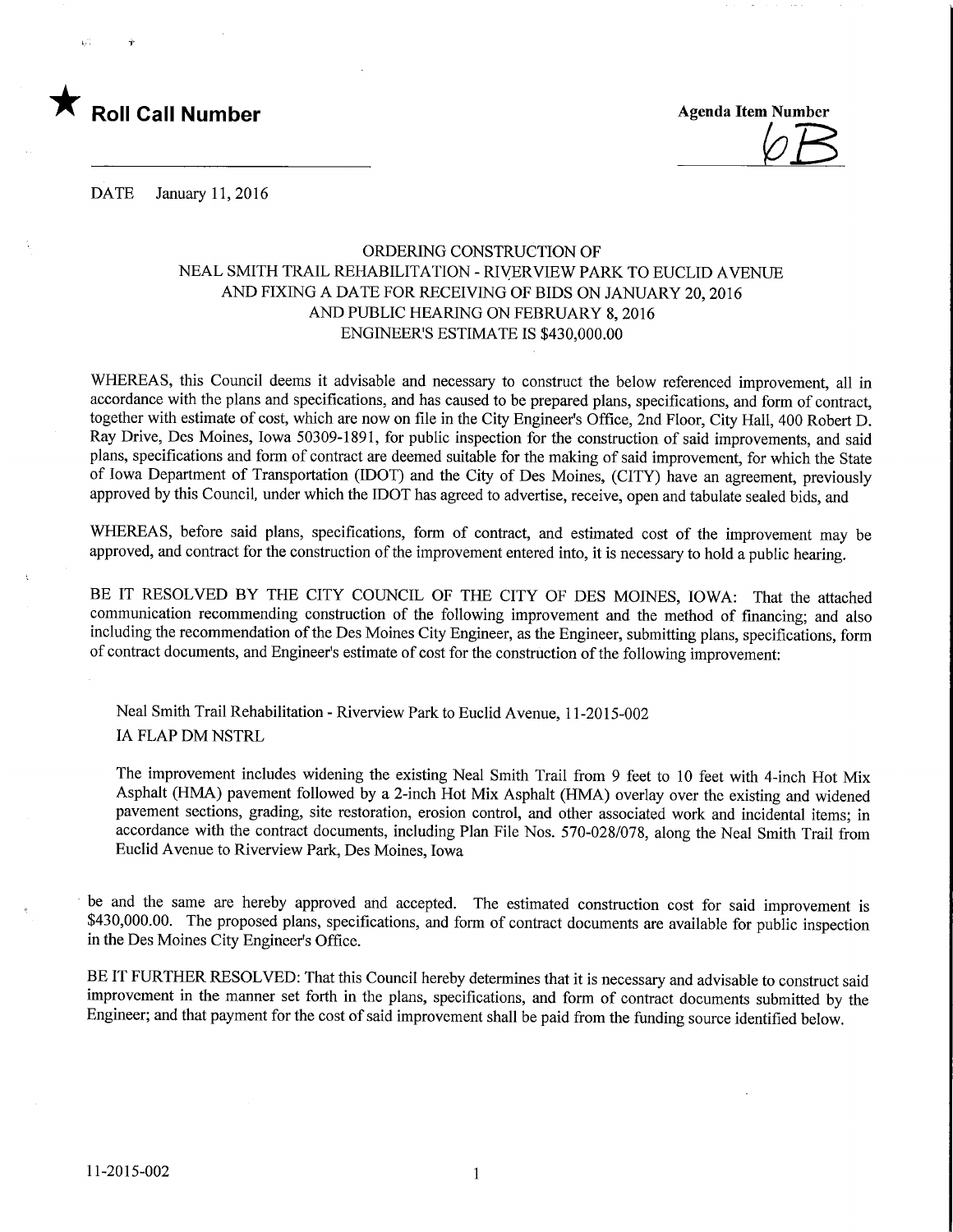★ **Roll Call Number**

**Agenda Item Number**
6B

DATE January 11, 2016

ORDERING CONSTRUCTION OF
NEAL SMITH TRAIL REHABILITATION - RIVERVIEW PARK TO EUCLID AVENUE
AND FIXING A DATE FOR RECEIVING OF BIDS ON JANUARY 20, 2016
AND PUBLIC HEARING ON FEBRUARY 8, 2016
ENGINEER'S ESTIMATE IS $430,000.00

WHEREAS, this Council deems it advisable and necessary to construct the below referenced improvement, all in accordance with the plans and specifications, and has caused to be prepared plans, specifications, and form of contract, together with estimate of cost, which are now on file in the City Engineer's Office, 2nd Floor, City Hall, 400 Robert D. Ray Drive, Des Moines, Iowa 50309-1891, for public inspection for the construction of said improvements, and said plans, specifications and form of contract are deemed suitable for the making of said improvement, for which the State of Iowa Department of Transportation (IDOT) and the City of Des Moines, (CITY) have an agreement, previously approved by this Council, under which the IDOT has agreed to advertise, receive, open and tabulate sealed bids, and

WHEREAS, before said plans, specifications, form of contract, and estimated cost of the improvement may be approved, and contract for the construction of the improvement entered into, it is necessary to hold a public hearing.

BE IT RESOLVED BY THE CITY COUNCIL OF THE CITY OF DES MOINES, IOWA: That the attached communication recommending construction of the following improvement and the method of financing; and also including the recommendation of the Des Moines City Engineer, as the Engineer, submitting plans, specifications, form of contract documents, and Engineer's estimate of cost for the construction of the following improvement:

Neal Smith Trail Rehabilitation - Riverview Park to Euclid Avenue, 11-2015-002
IA FLAP DM NSTRL

The improvement includes widening the existing Neal Smith Trail from 9 feet to 10 feet with 4-inch Hot Mix Asphalt (HMA) pavement followed by a 2-inch Hot Mix Asphalt (HMA) overlay over the existing and widened pavement sections, grading, site restoration, erosion control, and other associated work and incidental items; in accordance with the contract documents, including Plan File Nos. 570-028/078, along the Neal Smith Trail from Euclid Avenue to Riverview Park, Des Moines, Iowa

be and the same are hereby approved and accepted. The estimated construction cost for said improvement is $430,000.00. The proposed plans, specifications, and form of contract documents are available for public inspection in the Des Moines City Engineer's Office.

BE IT FURTHER RESOLVED: That this Council hereby determines that it is necessary and advisable to construct said improvement in the manner set forth in the plans, specifications, and form of contract documents submitted by the Engineer; and that payment for the cost of said improvement shall be paid from the funding source identified below.

11-2015-002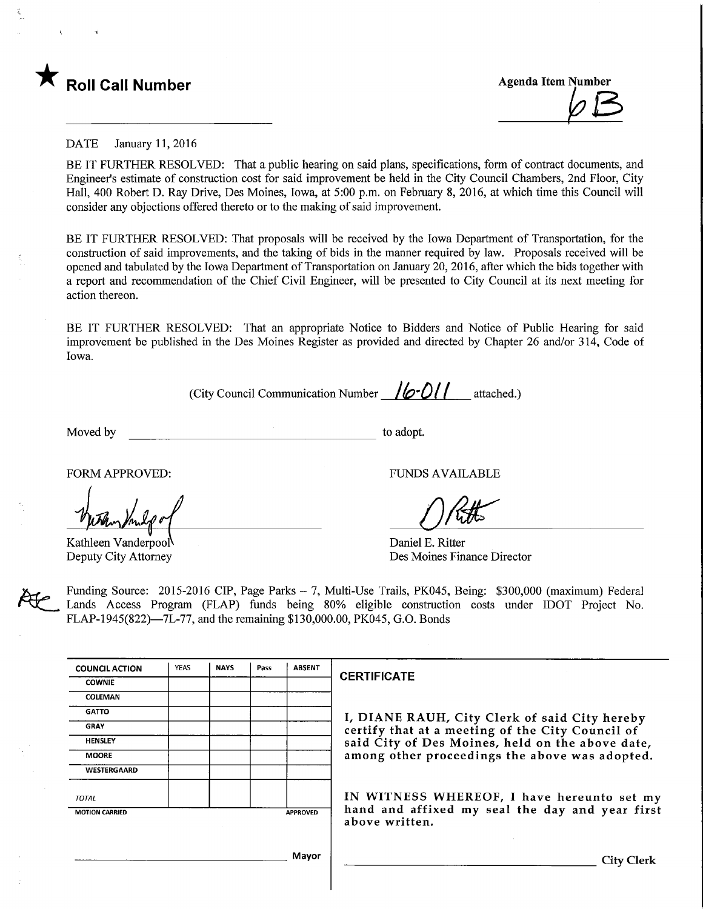★ **Roll Call Number**

**Agenda Item Number**

6B

DATE January 11, 2016

BE IT FURTHER RESOLVED: That a public hearing on said plans, specifications, form of contract documents, and Engineer's estimate of construction cost for said improvement be held in the City Council Chambers, 2nd Floor, City Hall, 400 Robert D. Ray Drive, Des Moines, Iowa, at 5:00 p.m. on February 8, 2016, at which time this Council will consider any objections offered thereto or to the making of said improvement.

BE IT FURTHER RESOLVED: That proposals will be received by the Iowa Department of Transportation, for the construction of said improvements, and the taking of bids in the manner required by law. Proposals received will be opened and tabulated by the Iowa Department of Transportation on January 20, 2016, after which the bids together with a report and recommendation of the Chief Civil Engineer, will be presented to City Council at its next meeting for action thereon.

BE IT FURTHER RESOLVED: That an appropriate Notice to Bidders and Notice of Public Hearing for said improvement be published in the Des Moines Register as provided and directed by Chapter 26 and/or 314, Code of Iowa.

(City Council Communication Number 16-011 attached.)

Moved by ______________________ to adopt.

FORM APPROVED:

Kathleen Vanderpool
Deputy City Attorney

FUNDS AVAILABLE

Daniel E. Ritter
Des Moines Finance Director

Funding Source: 2015-2016 CIP, Page Parks – 7, Multi-Use Trails, PK045, Being: $300,000 (maximum) Federal Lands Access Program (FLAP) funds being 80% eligible construction costs under IDOT Project No. FLAP-1945(822)—7L-77, and the remaining $130,000.00, PK045, G.O. Bonds

| COUNCIL ACTION | YEAS | NAYS | Pass | ABSENT |
|---|---|---|---|---|
| COWNIE | | | | |
| COLEMAN | | | | |
| GATTO | | | | |
| GRAY | | | | |
| HENSLEY | | | | |
| MOORE | | | | |
| WESTERGAARD | | | | |
| TOTAL | | | | |
| MOTION CARRIED | | | | APPROVED |

______________________ Mayor

**CERTIFICATE**

I, DIANE RAUH, City Clerk of said City hereby certify that at a meeting of the City Council of said City of Des Moines, held on the above date, among other proceedings the above was adopted.

IN WITNESS WHEREOF, I have hereunto set my hand and affixed my seal the day and year first above written.

______________________ City Clerk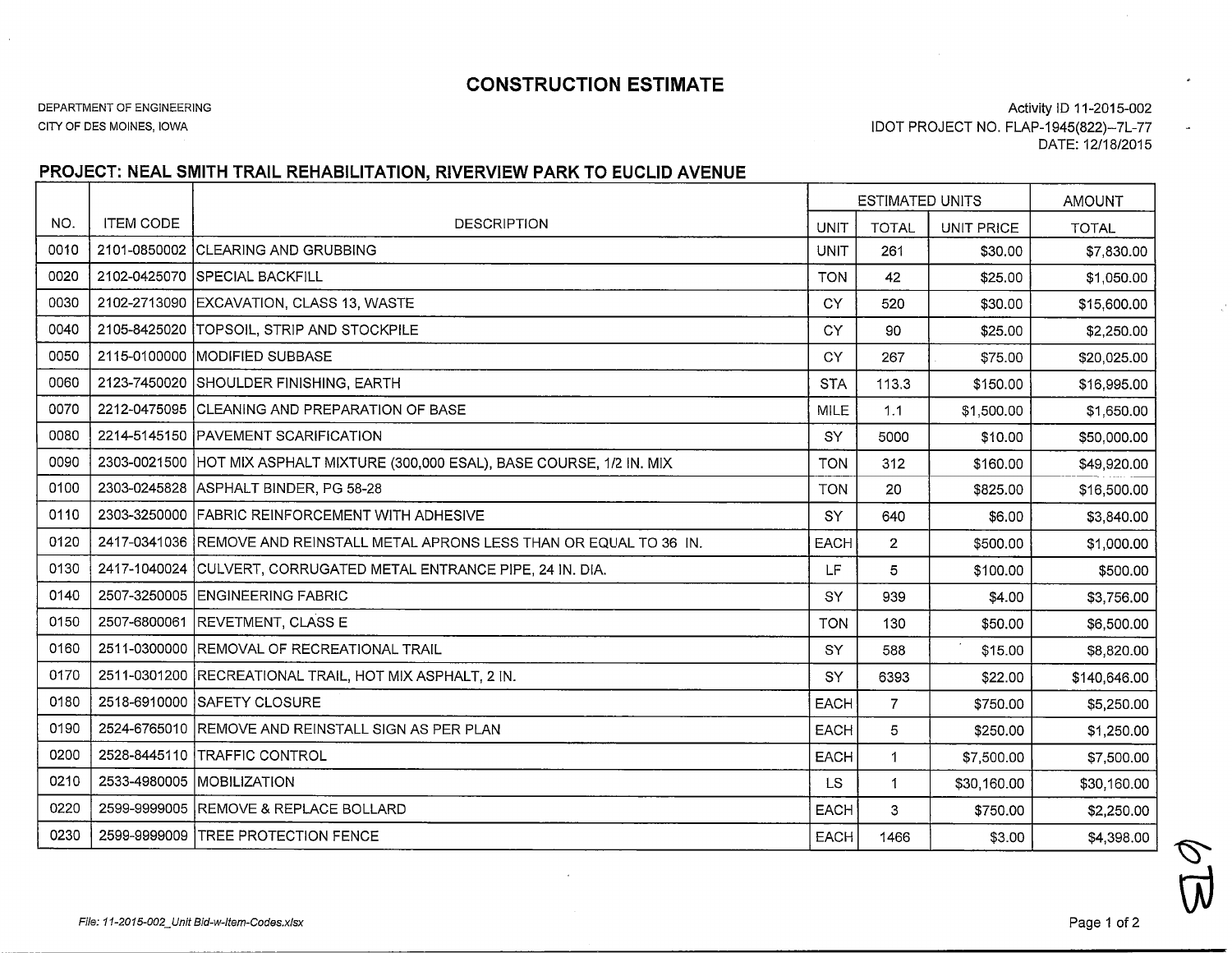# CONSTRUCTION ESTIMATE

DEPARTMENT OF ENGINEERING
CITY OF DES MOINES, IOWA

Activity ID 11-2015-002
IDOT PROJECT NO. FLAP-1945(822)--7L-77
DATE: 12/18/2015

## PROJECT: NEAL SMITH TRAIL REHABILITATION, RIVERVIEW PARK TO EUCLID AVENUE

| | | | ESTIMATED UNITS | | | AMOUNT |
|---|---|---|---|---|---|---|
| NO. | ITEM CODE | DESCRIPTION | UNIT | TOTAL | UNIT PRICE | TOTAL |
| 0010 | 2101-0850002 | CLEARING AND GRUBBING | UNIT | 261 | $30.00 | $7,830.00 |
| 0020 | 2102-0425070 | SPECIAL BACKFILL | TON | 42 | $25.00 | $1,050.00 |
| 0030 | 2102-2713090 | EXCAVATION, CLASS 13, WASTE | CY | 520 | $30.00 | $15,600.00 |
| 0040 | 2105-8425020 | TOPSOIL, STRIP AND STOCKPILE | CY | 90 | $25.00 | $2,250.00 |
| 0050 | 2115-0100000 | MODIFIED SUBBASE | CY | 267 | $75.00 | $20,025.00 |
| 0060 | 2123-7450020 | SHOULDER FINISHING, EARTH | STA | 113.3 | $150.00 | $16,995.00 |
| 0070 | 2212-0475095 | CLEANING AND PREPARATION OF BASE | MILE | 1.1 | $1,500.00 | $1,650.00 |
| 0080 | 2214-5145150 | PAVEMENT SCARIFICATION | SY | 5000 | $10.00 | $50,000.00 |
| 0090 | 2303-0021500 | HOT MIX ASPHALT MIXTURE (300,000 ESAL), BASE COURSE, 1/2 IN. MIX | TON | 312 | $160.00 | $49,920.00 |
| 0100 | 2303-0245828 | ASPHALT BINDER, PG 58-28 | TON | 20 | $825.00 | $16,500.00 |
| 0110 | 2303-3250000 | FABRIC REINFORCEMENT WITH ADHESIVE | SY | 640 | $6.00 | $3,840.00 |
| 0120 | 2417-0341036 | REMOVE AND REINSTALL METAL APRONS LESS THAN OR EQUAL TO 36 IN. | EACH | 2 | $500.00 | $1,000.00 |
| 0130 | 2417-1040024 | CULVERT, CORRUGATED METAL ENTRANCE PIPE, 24 IN. DIA. | LF | 5 | $100.00 | $500.00 |
| 0140 | 2507-3250005 | ENGINEERING FABRIC | SY | 939 | $4.00 | $3,756.00 |
| 0150 | 2507-6800061 | REVETMENT, CLASS E | TON | 130 | $50.00 | $6,500.00 |
| 0160 | 2511-0300000 | REMOVAL OF RECREATIONAL TRAIL | SY | 588 | $15.00 | $8,820.00 |
| 0170 | 2511-0301200 | RECREATIONAL TRAIL, HOT MIX ASPHALT, 2 IN. | SY | 6393 | $22.00 | $140,646.00 |
| 0180 | 2518-6910000 | SAFETY CLOSURE | EACH | 7 | $750.00 | $5,250.00 |
| 0190 | 2524-6765010 | REMOVE AND REINSTALL SIGN AS PER PLAN | EACH | 5 | $250.00 | $1,250.00 |
| 0200 | 2528-8445110 | TRAFFIC CONTROL | EACH | 1 | $7,500.00 | $7,500.00 |
| 0210 | 2533-4980005 | MOBILIZATION | LS | 1 | $30,160.00 | $30,160.00 |
| 0220 | 2599-9999005 | REMOVE & REPLACE BOLLARD | EACH | 3 | $750.00 | $2,250.00 |
| 0230 | 2599-9999009 | TREE PROTECTION FENCE | EACH | 1466 | $3.00 | $4,398.00 |

File: 11-2015-002_Unit Bid-w-Item-Codes.xlsx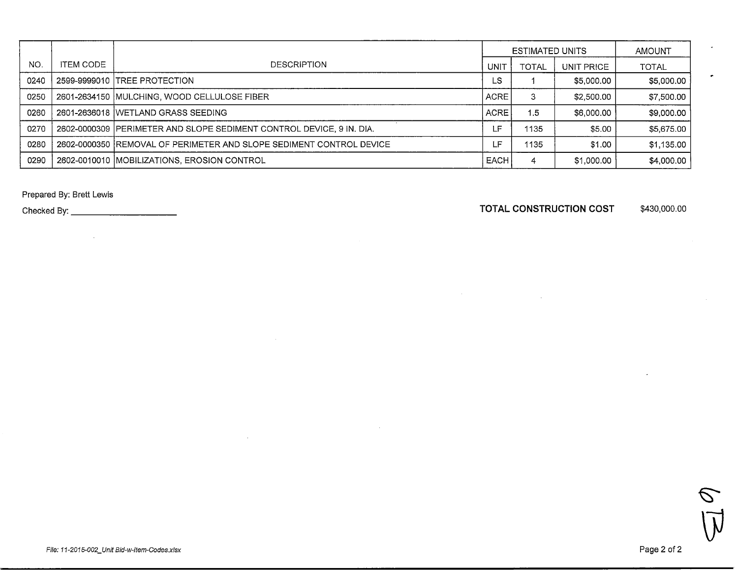| NO. | ITEM CODE | DESCRIPTION | ESTIMATED UNITS | | | AMOUNT |
|---|---|---|---|---|---|---|
| | | | UNIT | TOTAL | UNIT PRICE | TOTAL |
| 0240 | 2599-9999010 | TREE PROTECTION | LS | 1 | $5,000.00 | $5,000.00 |
| 0250 | 2601-2634150 | MULCHING, WOOD CELLULOSE FIBER | ACRE | 3 | $2,500.00 | $7,500.00 |
| 0260 | 2601-2636018 | WETLAND GRASS SEEDING | ACRE | 1.5 | $6,000.00 | $9,000.00 |
| 0270 | 2602-0000309 | PERIMETER AND SLOPE SEDIMENT CONTROL DEVICE, 9 IN. DIA. | LF | 1135 | $5.00 | $5,675.00 |
| 0280 | 2602-0000350 | REMOVAL OF PERIMETER AND SLOPE SEDIMENT CONTROL DEVICE | LF | 1135 | $1.00 | $1,135.00 |
| 0290 | 2602-0010010 | MOBILIZATIONS, EROSION CONTROL | EACH | 4 | $1,000.00 | $4,000.00 |

Prepared By: Brett Lewis

Checked By: ____________________

**TOTAL CONSTRUCTION COST** $430,000.00

6B

*File: 11-2015-002_Unit Bid-w-Item-Codes.xlsx*